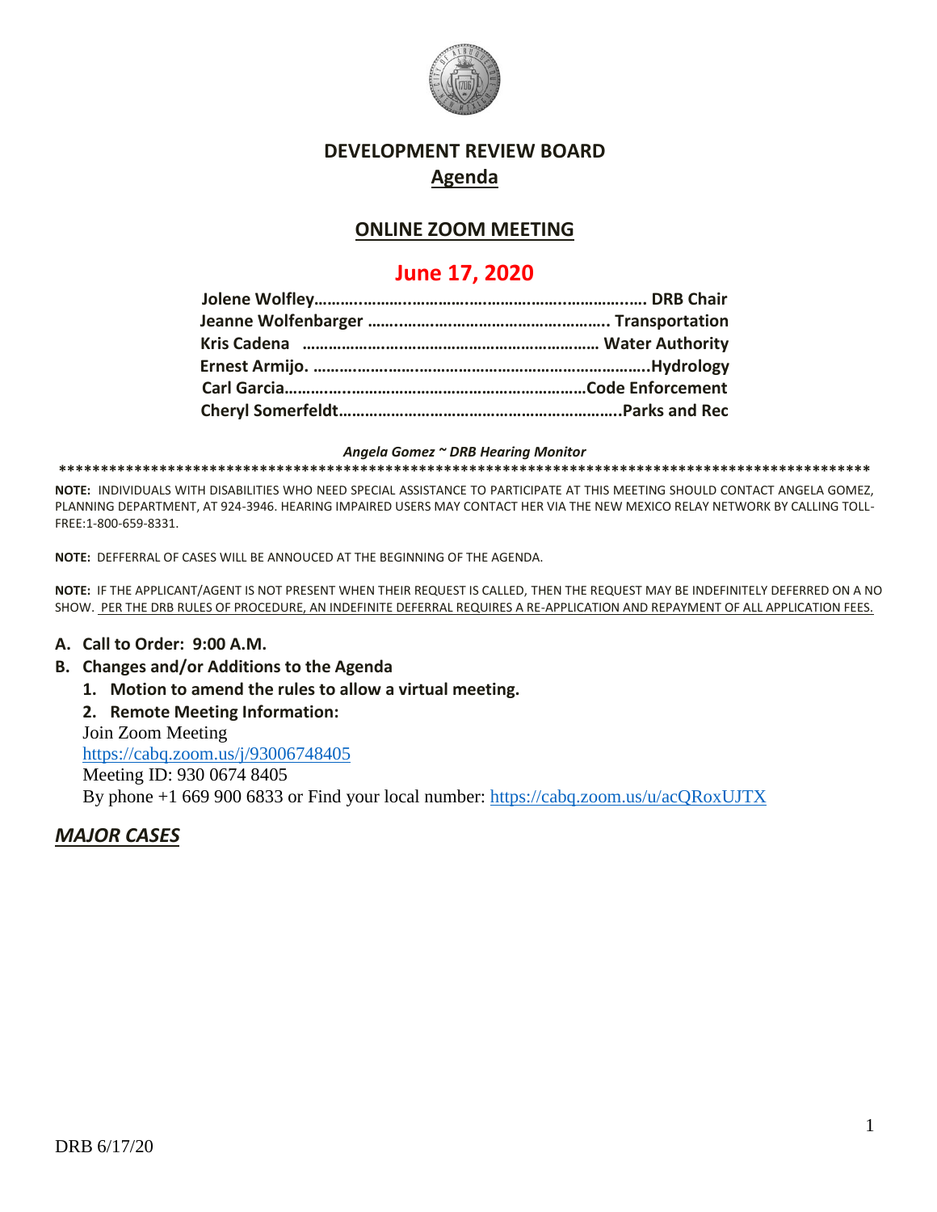# DEVELOPMENT REVIEW BOARD

## Agenda

## ONLINE ZOOM MEETING

## June 17, 2020

**Jolene Wolfley………..…….….……….……….………..……….…… DRB Chair**
**Jeanne Wolfenbarger ……..…………………………………….. Transportation**
**Kris Cadena ……………….…………………………………… Water Authority**
**Ernest Armijo. ………….……….…………………………………….Hydrology**
**Carl Garcia……………..……………………………………….Code Enforcement**
**Cheryl Somerfeldt……………………………………………………..Parks and Rec**

*Angela Gomez ~ DRB Hearing Monitor*

**************************************************************************************************

**NOTE:** INDIVIDUALS WITH DISABILITIES WHO NEED SPECIAL ASSISTANCE TO PARTICIPATE AT THIS MEETING SHOULD CONTACT ANGELA GOMEZ, PLANNING DEPARTMENT, AT 924-3946. HEARING IMPAIRED USERS MAY CONTACT HER VIA THE NEW MEXICO RELAY NETWORK BY CALLING TOLL-FREE:1-800-659-8331.

**NOTE:** DEFFERRAL OF CASES WILL BE ANNOUCED AT THE BEGINNING OF THE AGENDA.

**NOTE:** IF THE APPLICANT/AGENT IS NOT PRESENT WHEN THEIR REQUEST IS CALLED, THEN THE REQUEST MAY BE INDEFINITELY DEFERRED ON A NO SHOW. PER THE DRB RULES OF PROCEDURE, AN INDEFINITE DEFERRAL REQUIRES A RE-APPLICATION AND REPAYMENT OF ALL APPLICATION FEES.

**A. Call to Order: 9:00 A.M.**

**B. Changes and/or Additions to the Agenda**

1. **Motion to amend the rules to allow a virtual meeting.**
2. **Remote Meeting Information:**

Join Zoom Meeting
https://cabq.zoom.us/j/93006748405
Meeting ID: 930 0674 8405
By phone +1 669 900 6833 or Find your local number: https://cabq.zoom.us/u/acQRoxUJTX

## *MAJOR CASES*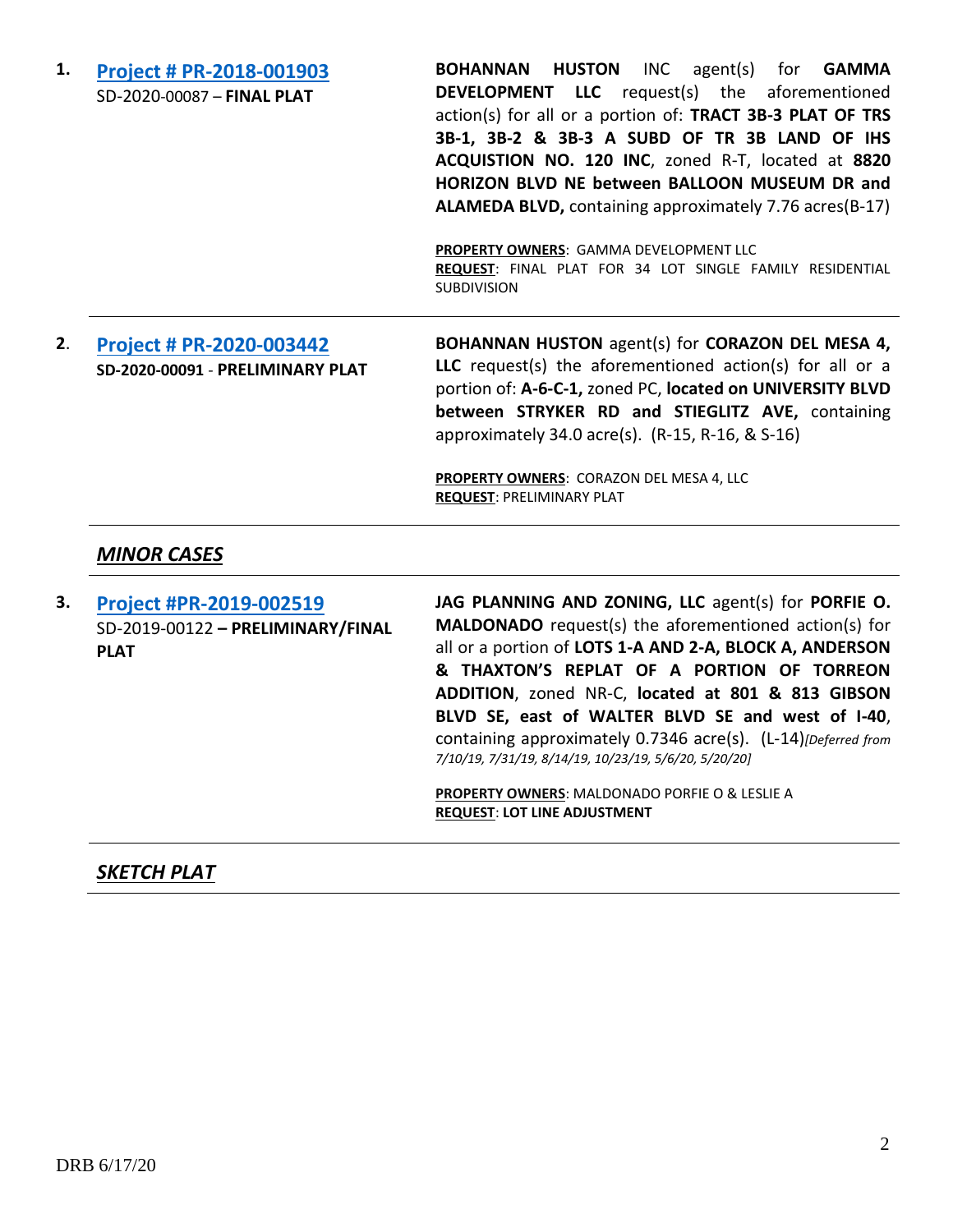1. **[Project # PR-2018-001903](#)**
   SD-2020-00087 – **FINAL PLAT**

   **BOHANNAN HUSTON** INC agent(s) for **GAMMA DEVELOPMENT LLC** request(s) the aforementioned action(s) for all or a portion of: **TRACT 3B-3 PLAT OF TRS 3B-1, 3B-2 & 3B-3 A SUBD OF TR 3B LAND OF IHS ACQUISTION NO. 120 INC**, zoned R-T, located at **8820 HORIZON BLVD NE between BALLOON MUSEUM DR and ALAMEDA BLVD,** containing approximately 7.76 acres(B-17)

   **PROPERTY OWNERS**: GAMMA DEVELOPMENT LLC
   **REQUEST**: FINAL PLAT FOR 34 LOT SINGLE FAMILY RESIDENTIAL SUBDIVISION

---

2. **[Project # PR-2020-003442](#)**
   **SD-2020-00091** - **PRELIMINARY PLAT**

   **BOHANNAN HUSTON** agent(s) for **CORAZON DEL MESA 4, LLC** request(s) the aforementioned action(s) for all or a portion of: **A-6-C-1,** zoned PC, **located on UNIVERSITY BLVD between STRYKER RD and STIEGLITZ AVE,** containing approximately 34.0 acre(s). (R-15, R-16, & S-16)

   **PROPERTY OWNERS**: CORAZON DEL MESA 4, LLC
   **REQUEST**: PRELIMINARY PLAT

---

## ***MINOR CASES***

---

3. **[Project #PR-2019-002519](#)**
   SD-2019-00122 – **PRELIMINARY/FINAL PLAT**

   **JAG PLANNING AND ZONING, LLC** agent(s) for **PORFIE O. MALDONADO** request(s) the aforementioned action(s) for all or a portion of **LOTS 1-A AND 2-A, BLOCK A, ANDERSON & THAXTON'S REPLAT OF A PORTION OF TORREON ADDITION**, zoned NR-C, **located at 801 & 813 GIBSON BLVD SE, east of WALTER BLVD SE and west of I-40**, containing approximately 0.7346 acre(s). (L-14)*[Deferred from 7/10/19, 7/31/19, 8/14/19, 10/23/19, 5/6/20, 5/20/20]*

   **PROPERTY OWNERS**: MALDONADO PORFIE O & LESLIE A
   **REQUEST**: **LOT LINE ADJUSTMENT**

---

## ***SKETCH PLAT***

---

DRB 6/17/20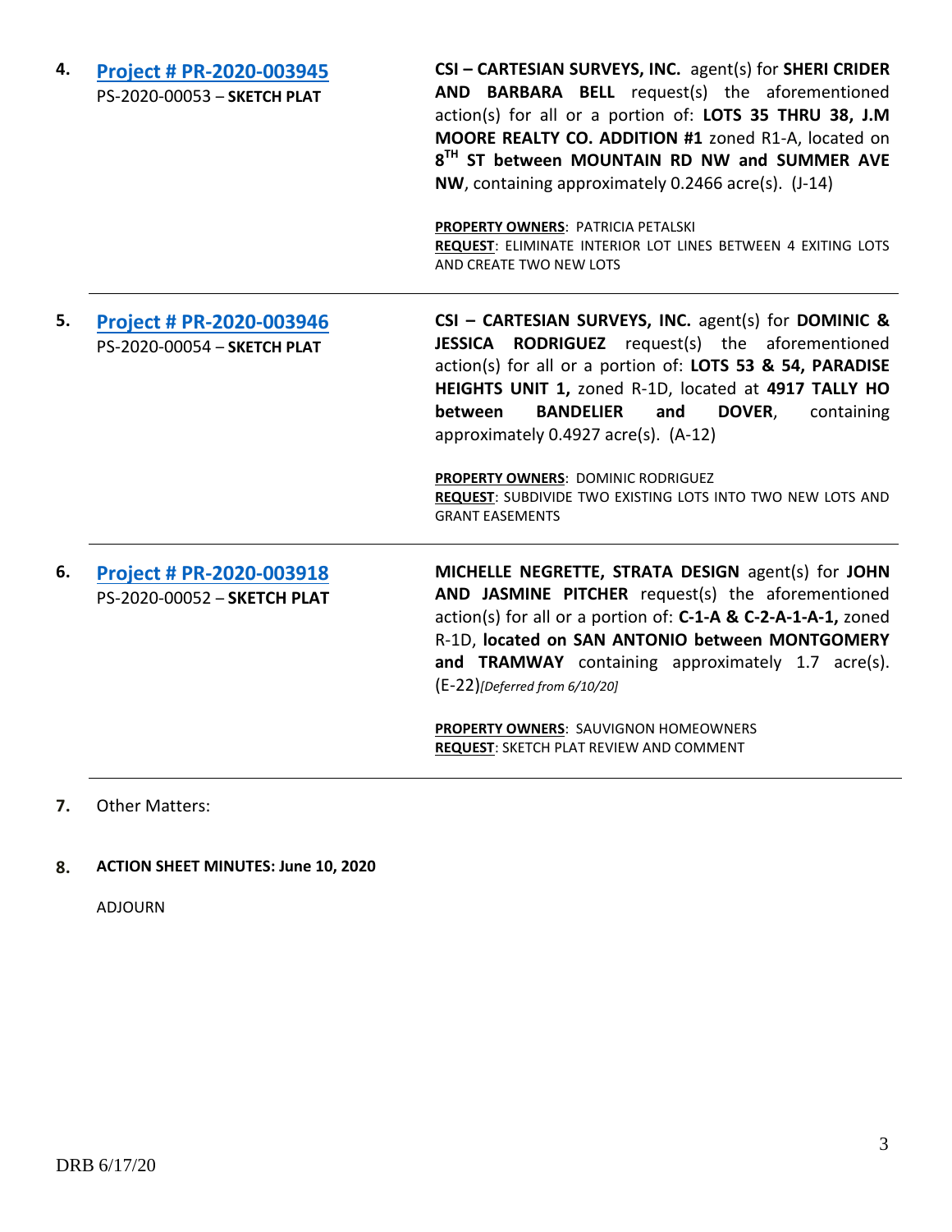4. **[Project # PR-2020-003945](#)**
   PS-2020-00053 – **SKETCH PLAT**

   **CSI – CARTESIAN SURVEYS, INC.** agent(s) for **SHERI CRIDER AND BARBARA BELL** request(s) the aforementioned action(s) for all or a portion of: **LOTS 35 THRU 38, J.M MOORE REALTY CO. ADDITION #1** zoned R1-A, located on **8TH ST between MOUNTAIN RD NW and SUMMER AVE NW**, containing approximately 0.2466 acre(s). (J-14)

   **PROPERTY OWNERS**: PATRICIA PETALSKI
   **REQUEST**: ELIMINATE INTERIOR LOT LINES BETWEEN 4 EXITING LOTS AND CREATE TWO NEW LOTS

---

5. **[Project # PR-2020-003946](#)**
   PS-2020-00054 – **SKETCH PLAT**

   **CSI – CARTESIAN SURVEYS, INC.** agent(s) for **DOMINIC & JESSICA RODRIGUEZ** request(s) the aforementioned action(s) for all or a portion of: **LOTS 53 & 54, PARADISE HEIGHTS UNIT 1,** zoned R-1D, located at **4917 TALLY HO between BANDELIER and DOVER**, containing approximately 0.4927 acre(s). (A-12)

   **PROPERTY OWNERS**: DOMINIC RODRIGUEZ
   **REQUEST**: SUBDIVIDE TWO EXISTING LOTS INTO TWO NEW LOTS AND GRANT EASEMENTS

---

6. **[Project # PR-2020-003918](#)**
   PS-2020-00052 – **SKETCH PLAT**

   **MICHELLE NEGRETTE, STRATA DESIGN** agent(s) for **JOHN AND JASMINE PITCHER** request(s) the aforementioned action(s) for all or a portion of: **C-1-A & C-2-A-1-A-1,** zoned R-1D, **located on SAN ANTONIO between MONTGOMERY and TRAMWAY** containing approximately 1.7 acre(s). (E-22)*[Deferred from 6/10/20]*

   **PROPERTY OWNERS**: SAUVIGNON HOMEOWNERS
   **REQUEST**: SKETCH PLAT REVIEW AND COMMENT

---

7. Other Matters:

8. **ACTION SHEET MINUTES: June 10, 2020**

ADJOURN